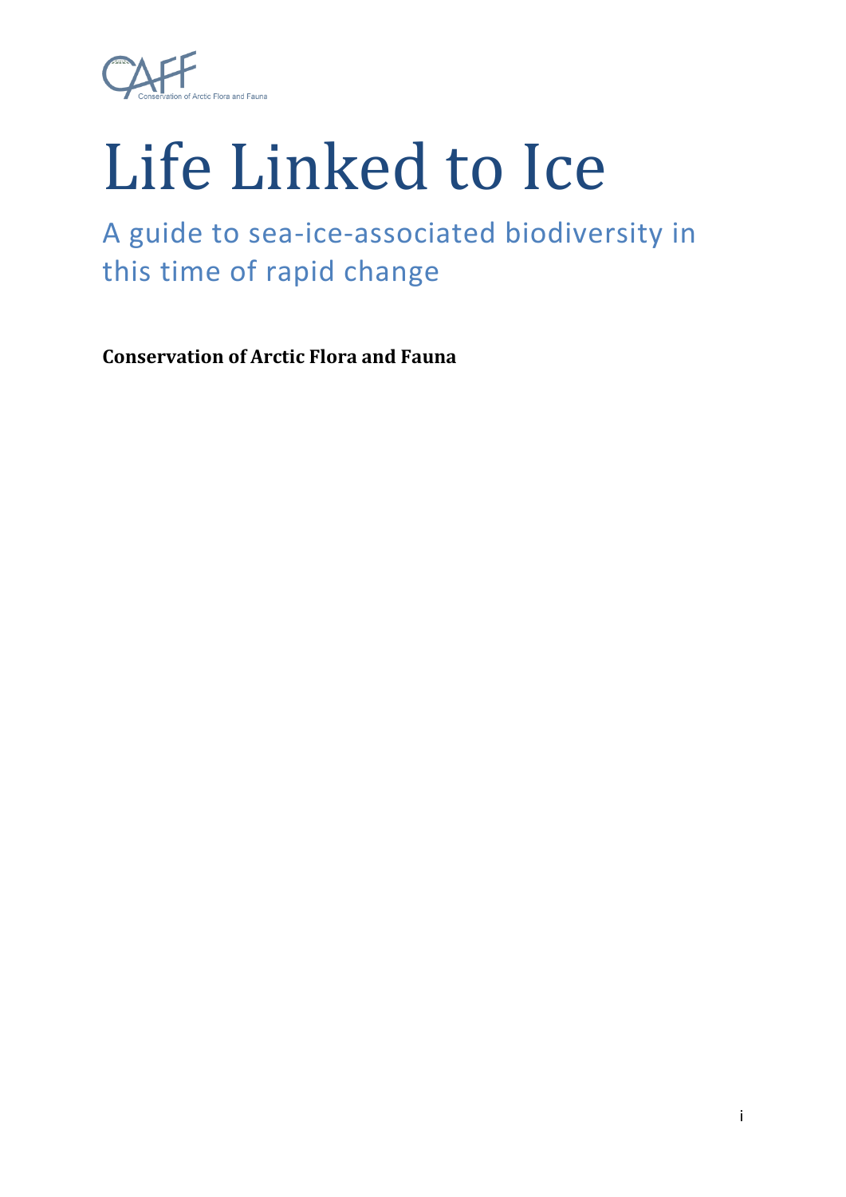# Life Linked to Ice

## A guide to sea-ice-associated biodiversity in this time of rapid change

**Conservation of Arctic Flora and Fauna**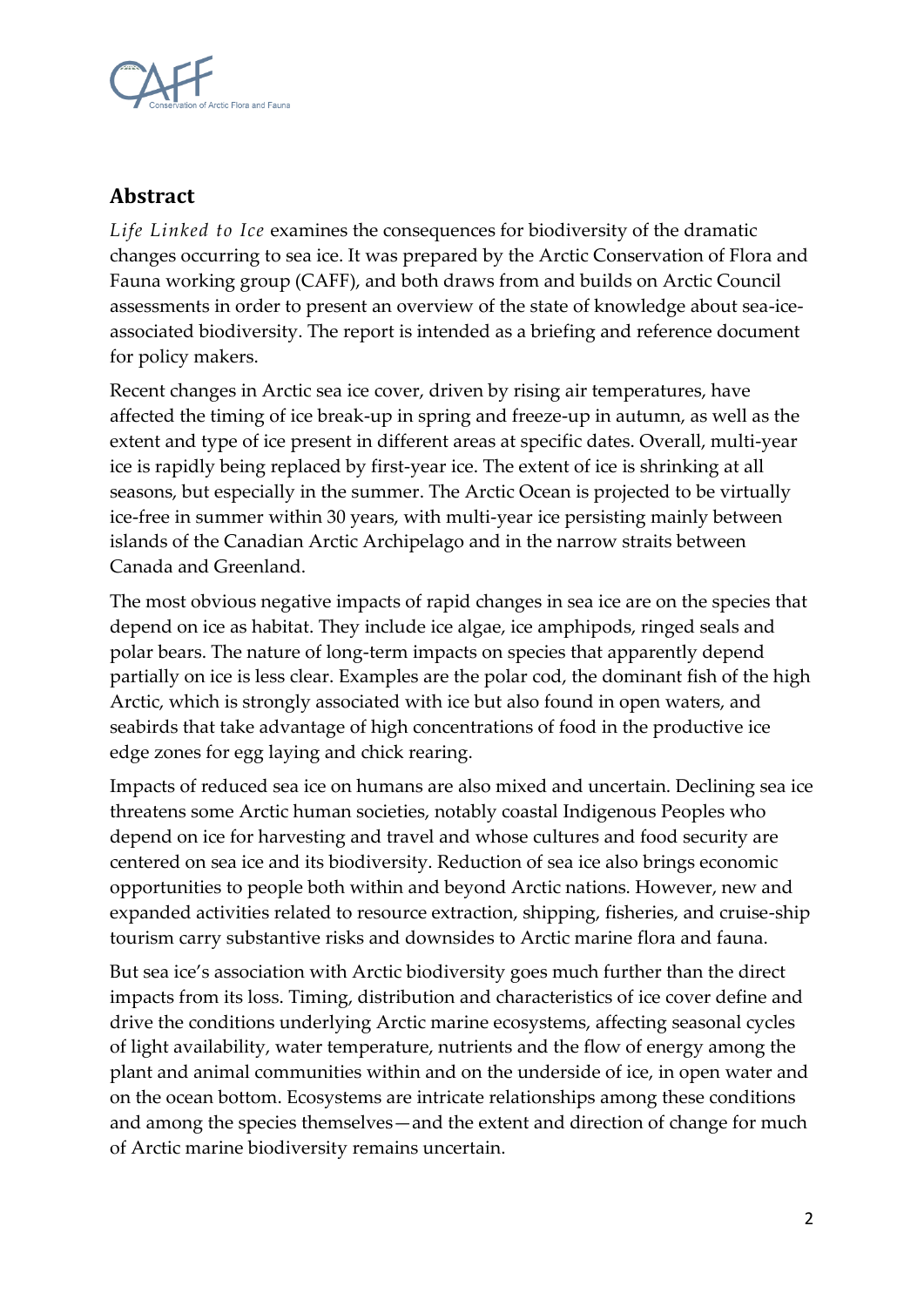## Abstract

*Life Linked to Ice* examines the consequences for biodiversity of the dramatic changes occurring to sea ice. It was prepared by the Arctic Conservation of Flora and Fauna working group (CAFF), and both draws from and builds on Arctic Council assessments in order to present an overview of the state of knowledge about sea-ice-associated biodiversity. The report is intended as a briefing and reference document for policy makers.

Recent changes in Arctic sea ice cover, driven by rising air temperatures, have affected the timing of ice break-up in spring and freeze-up in autumn, as well as the extent and type of ice present in different areas at specific dates. Overall, multi-year ice is rapidly being replaced by first-year ice. The extent of ice is shrinking at all seasons, but especially in the summer. The Arctic Ocean is projected to be virtually ice-free in summer within 30 years, with multi-year ice persisting mainly between islands of the Canadian Arctic Archipelago and in the narrow straits between Canada and Greenland.

The most obvious negative impacts of rapid changes in sea ice are on the species that depend on ice as habitat. They include ice algae, ice amphipods, ringed seals and polar bears. The nature of long-term impacts on species that apparently depend partially on ice is less clear. Examples are the polar cod, the dominant fish of the high Arctic, which is strongly associated with ice but also found in open waters, and seabirds that take advantage of high concentrations of food in the productive ice edge zones for egg laying and chick rearing.

Impacts of reduced sea ice on humans are also mixed and uncertain. Declining sea ice threatens some Arctic human societies, notably coastal Indigenous Peoples who depend on ice for harvesting and travel and whose cultures and food security are centered on sea ice and its biodiversity. Reduction of sea ice also brings economic opportunities to people both within and beyond Arctic nations. However, new and expanded activities related to resource extraction, shipping, fisheries, and cruise-ship tourism carry substantive risks and downsides to Arctic marine flora and fauna.

But sea ice's association with Arctic biodiversity goes much further than the direct impacts from its loss. Timing, distribution and characteristics of ice cover define and drive the conditions underlying Arctic marine ecosystems, affecting seasonal cycles of light availability, water temperature, nutrients and the flow of energy among the plant and animal communities within and on the underside of ice, in open water and on the ocean bottom. Ecosystems are intricate relationships among these conditions and among the species themselves—and the extent and direction of change for much of Arctic marine biodiversity remains uncertain.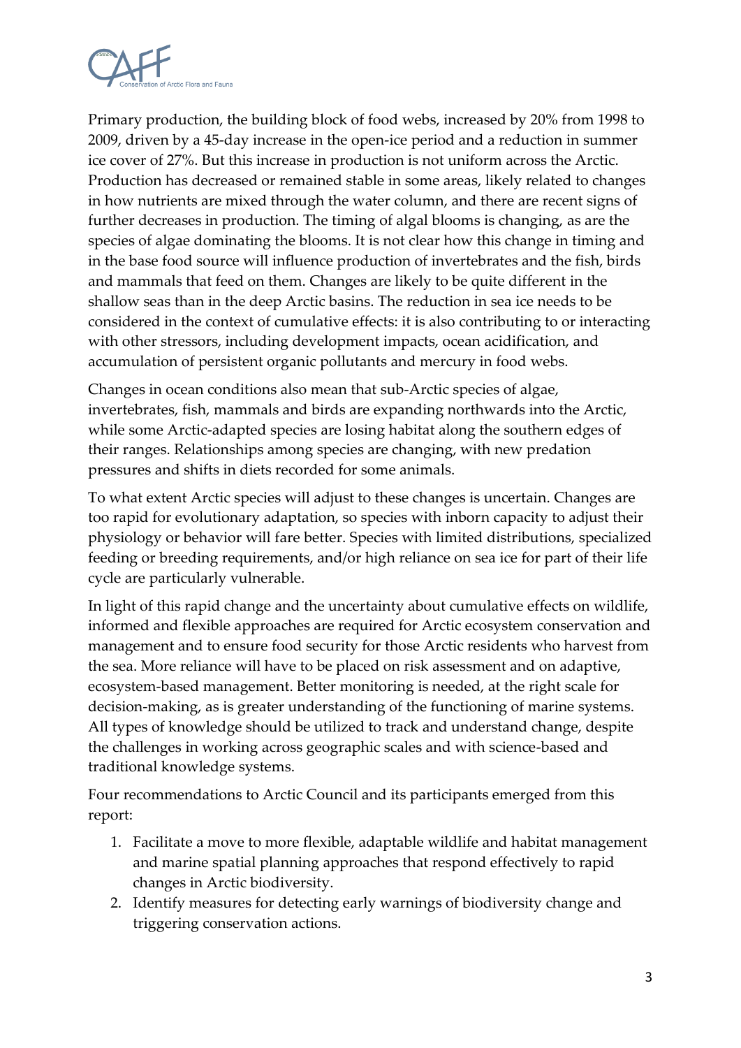Primary production, the building block of food webs, increased by 20% from 1998 to 2009, driven by a 45-day increase in the open-ice period and a reduction in summer ice cover of 27%. But this increase in production is not uniform across the Arctic. Production has decreased or remained stable in some areas, likely related to changes in how nutrients are mixed through the water column, and there are recent signs of further decreases in production. The timing of algal blooms is changing, as are the species of algae dominating the blooms. It is not clear how this change in timing and in the base food source will influence production of invertebrates and the fish, birds and mammals that feed on them. Changes are likely to be quite different in the shallow seas than in the deep Arctic basins. The reduction in sea ice needs to be considered in the context of cumulative effects: it is also contributing to or interacting with other stressors, including development impacts, ocean acidification, and accumulation of persistent organic pollutants and mercury in food webs.

Changes in ocean conditions also mean that sub-Arctic species of algae, invertebrates, fish, mammals and birds are expanding northwards into the Arctic, while some Arctic-adapted species are losing habitat along the southern edges of their ranges. Relationships among species are changing, with new predation pressures and shifts in diets recorded for some animals.

To what extent Arctic species will adjust to these changes is uncertain. Changes are too rapid for evolutionary adaptation, so species with inborn capacity to adjust their physiology or behavior will fare better. Species with limited distributions, specialized feeding or breeding requirements, and/or high reliance on sea ice for part of their life cycle are particularly vulnerable.

In light of this rapid change and the uncertainty about cumulative effects on wildlife, informed and flexible approaches are required for Arctic ecosystem conservation and management and to ensure food security for those Arctic residents who harvest from the sea. More reliance will have to be placed on risk assessment and on adaptive, ecosystem-based management. Better monitoring is needed, at the right scale for decision-making, as is greater understanding of the functioning of marine systems. All types of knowledge should be utilized to track and understand change, despite the challenges in working across geographic scales and with science-based and traditional knowledge systems.

Four recommendations to Arctic Council and its participants emerged from this report:

1. Facilitate a move to more flexible, adaptable wildlife and habitat management and marine spatial planning approaches that respond effectively to rapid changes in Arctic biodiversity.
2. Identify measures for detecting early warnings of biodiversity change and triggering conservation actions.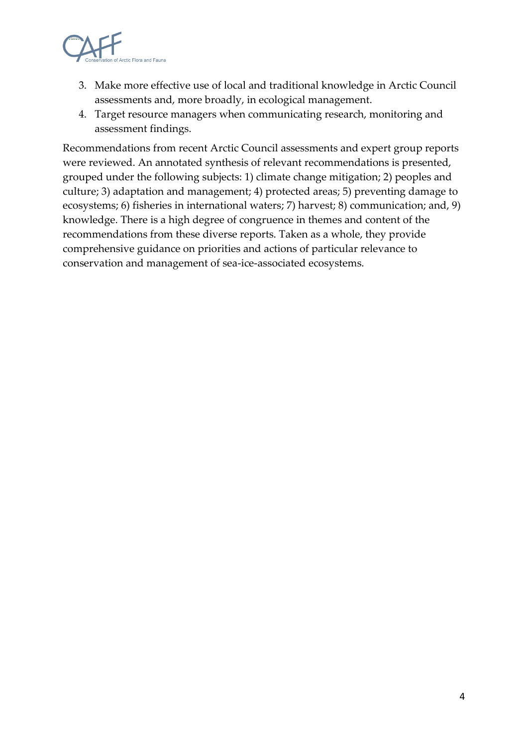3. Make more effective use of local and traditional knowledge in Arctic Council assessments and, more broadly, in ecological management.
4. Target resource managers when communicating research, monitoring and assessment findings.

Recommendations from recent Arctic Council assessments and expert group reports were reviewed. An annotated synthesis of relevant recommendations is presented, grouped under the following subjects: 1) climate change mitigation; 2) peoples and culture; 3) adaptation and management; 4) protected areas; 5) preventing damage to ecosystems; 6) fisheries in international waters; 7) harvest; 8) communication; and, 9) knowledge. There is a high degree of congruence in themes and content of the recommendations from these diverse reports. Taken as a whole, they provide comprehensive guidance on priorities and actions of particular relevance to conservation and management of sea-ice-associated ecosystems.